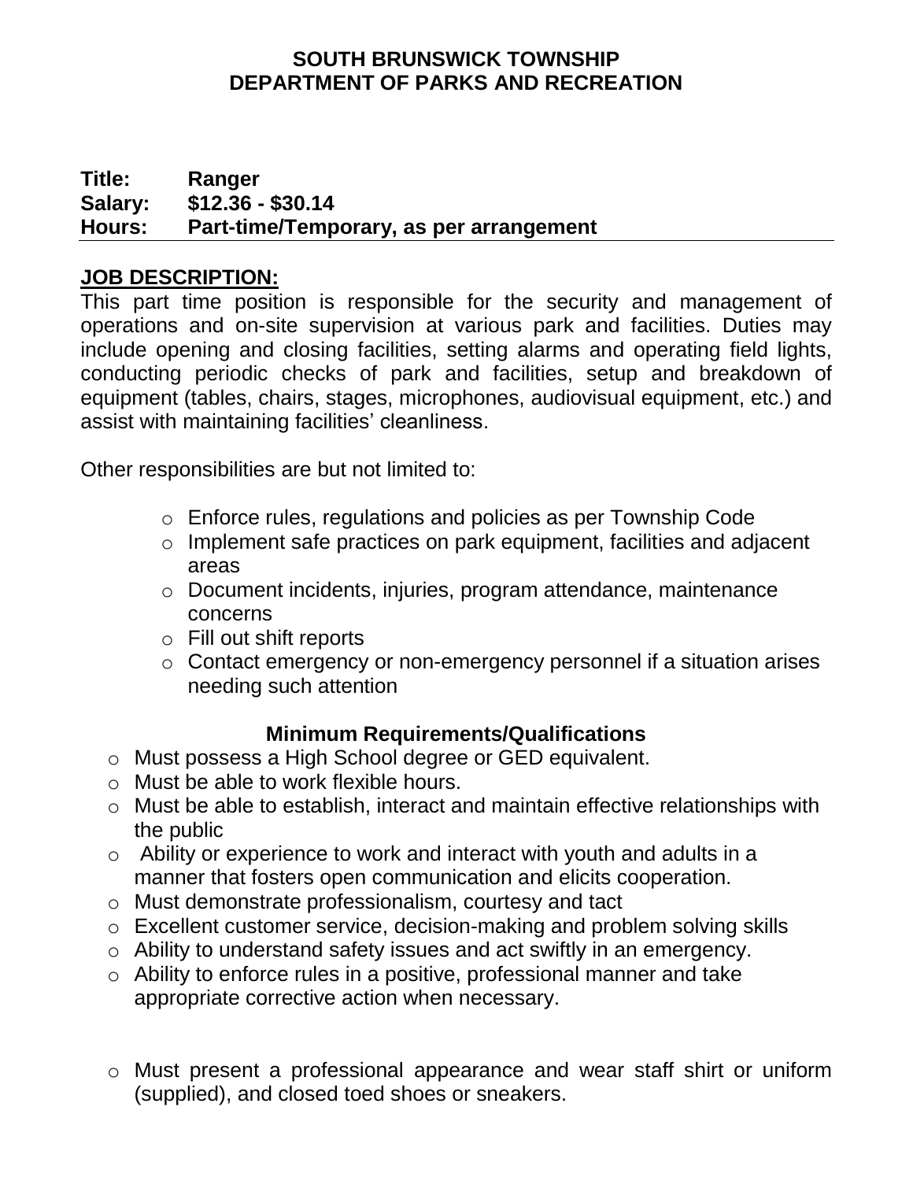**SOUTH BRUNSWICK TOWNSHIP**
**DEPARTMENT OF PARKS AND RECREATION**

**Title:** **Ranger**
**Salary:** **$12.36 - $30.14**
**Hours:** **Part-time/Temporary, as per arrangement**

## JOB DESCRIPTION:

This part time position is responsible for the security and management of operations and on-site supervision at various park and facilities. Duties may include opening and closing facilities, setting alarms and operating field lights, conducting periodic checks of park and facilities, setup and breakdown of equipment (tables, chairs, stages, microphones, audiovisual equipment, etc.) and assist with maintaining facilities' cleanliness.

Other responsibilities are but not limited to:

- Enforce rules, regulations and policies as per Township Code
- Implement safe practices on park equipment, facilities and adjacent areas
- Document incidents, injuries, program attendance, maintenance concerns
- Fill out shift reports
- Contact emergency or non-emergency personnel if a situation arises needing such attention

### Minimum Requirements/Qualifications

- Must possess a High School degree or GED equivalent.
- Must be able to work flexible hours.
- Must be able to establish, interact and maintain effective relationships with the public
- Ability or experience to work and interact with youth and adults in a manner that fosters open communication and elicits cooperation.
- Must demonstrate professionalism, courtesy and tact
- Excellent customer service, decision-making and problem solving skills
- Ability to understand safety issues and act swiftly in an emergency.
- Ability to enforce rules in a positive, professional manner and take appropriate corrective action when necessary.
- Must present a professional appearance and wear staff shirt or uniform (supplied), and closed toed shoes or sneakers.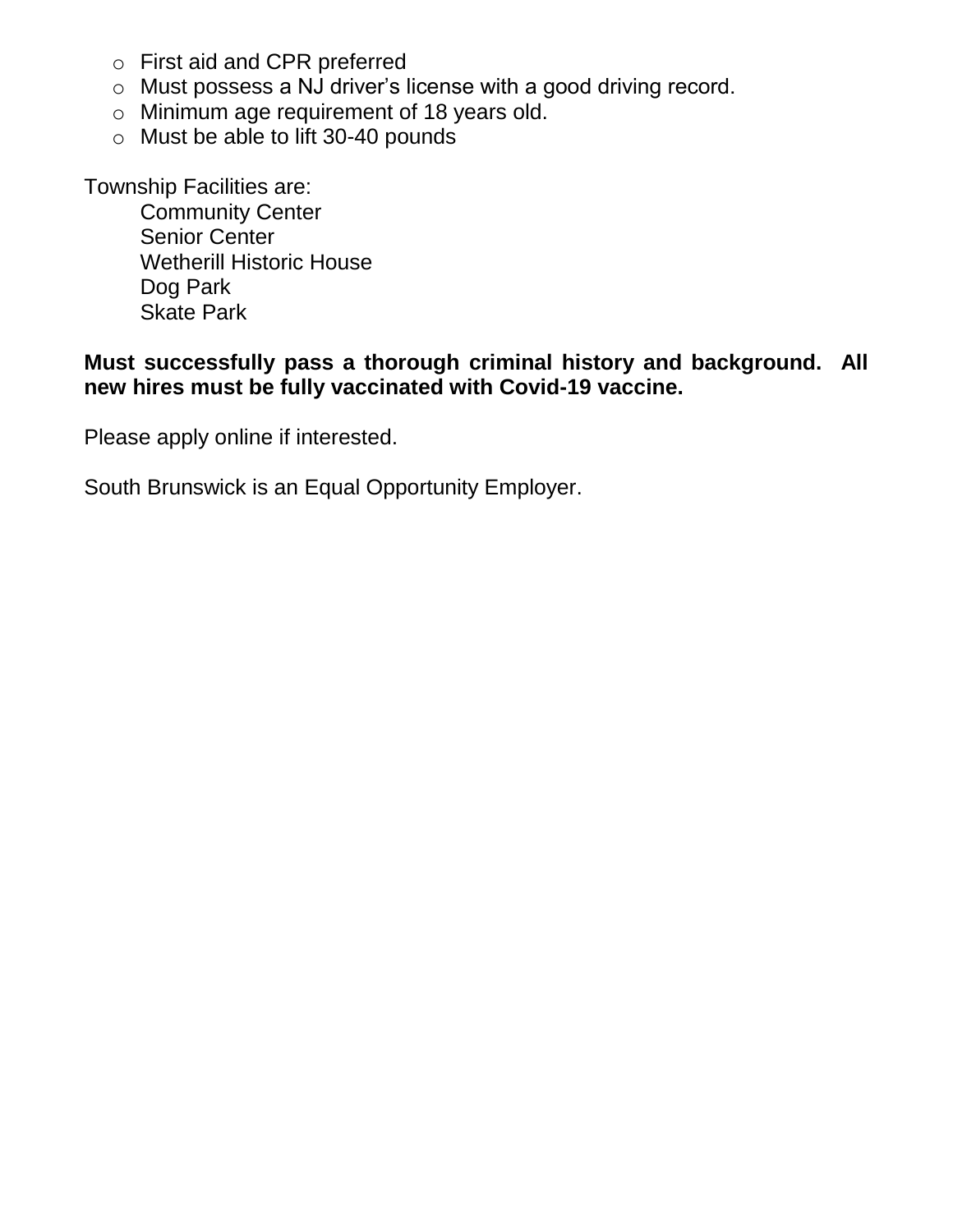- First aid and CPR preferred
- Must possess a NJ driver's license with a good driving record.
- Minimum age requirement of 18 years old.
- Must be able to lift 30-40 pounds

Township Facilities are:

Community Center  
Senior Center  
Wetherill Historic House  
Dog Park  
Skate Park

**Must successfully pass a thorough criminal history and background. All new hires must be fully vaccinated with Covid-19 vaccine.**

Please apply online if interested.

South Brunswick is an Equal Opportunity Employer.